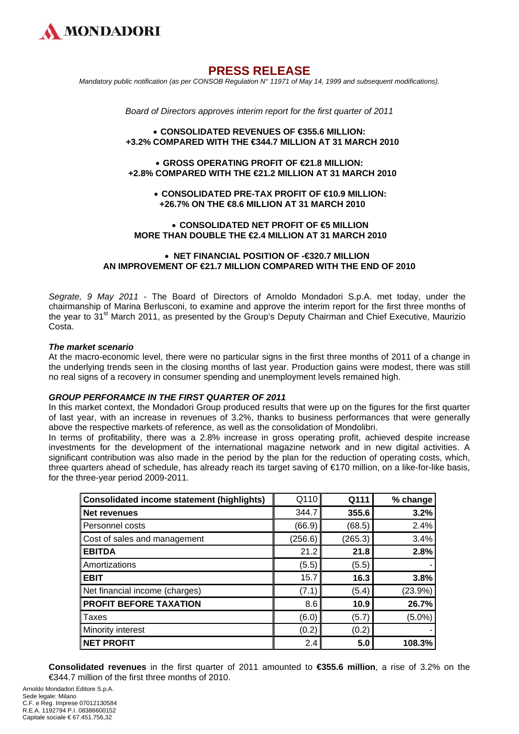MONDADORI

# PRESS RELEASE

*Mandatory public notification (as per CONSOB Regulation N° 11971 of May 14, 1999 and subsequent modifications).*

*Board of Directors approves interim report for the first quarter of 2011*

- **CONSOLIDATED REVENUES OF €355.6 MILLION: +3.2% COMPARED WITH THE €344.7 MILLION AT 31 MARCH 2010**
- **GROSS OPERATING PROFIT OF €21.8 MILLION: +2.8% COMPARED WITH THE €21.2 MILLION AT 31 MARCH 2010**
- **CONSOLIDATED PRE-TAX PROFIT OF €10.9 MILLION: +26.7% ON THE €8.6 MILLION AT 31 MARCH 2010**
- **CONSOLIDATED NET PROFIT OF €5 MILLION MORE THAN DOUBLE THE €2.4 MILLION AT 31 MARCH 2010**
- **NET FINANCIAL POSITION OF -€320.7 MILLION AN IMPROVEMENT OF €21.7 MILLION COMPARED WITH THE END OF 2010**

*Segrate, 9 May 2011* - The Board of Directors of Arnoldo Mondadori S.p.A. met today, under the chairmanship of Marina Berlusconi, to examine and approve the interim report for the first three months of the year to 31st March 2011, as presented by the Group's Deputy Chairman and Chief Executive, Maurizio Costa.

***The market scenario***

At the macro-economic level, there were no particular signs in the first three months of 2011 of a change in the underlying trends seen in the closing months of last year. Production gains were modest, there was still no real signs of a recovery in consumer spending and unemployment levels remained high.

***GROUP PERFORAMCE IN THE FIRST QUARTER OF 2011***

In this market context, the Mondadori Group produced results that were up on the figures for the first quarter of last year, with an increase in revenues of 3.2%, thanks to business performances that were generally above the respective markets of reference, as well as the consolidation of Mondolibri.

In terms of profitability, there was a 2.8% increase in gross operating profit, achieved despite increase investments for the development of the international magazine network and in new digital activities. A significant contribution was also made in the period by the plan for the reduction of operating costs, which, three quarters ahead of schedule, has already reach its target saving of €170 million, on a like-for-like basis, for the three-year period 2009-2011.

| Consolidated income statement (highlights) | Q110 | Q111 | % change |
|---|---|---|---|
| **Net revenues** | 344.7 | **355.6** | **3.2%** |
| Personnel costs | (66.9) | (68.5) | 2.4% |
| Cost of sales and management | (256.6) | (265.3) | 3.4% |
| **EBITDA** | 21.2 | **21.8** | **2.8%** |
| Amortizations | (5.5) | (5.5) | - |
| **EBIT** | 15.7 | **16.3** | **3.8%** |
| Net financial income (charges) | (7.1) | (5.4) | (23.9%) |
| **PROFIT BEFORE TAXATION** | 8.6 | **10.9** | **26.7%** |
| Taxes | (6.0) | (5.7) | (5.0%) |
| Minority interest | (0.2) | (0.2) | - |
| **NET PROFIT** | 2.4 | **5.0** | **108.3%** |

**Consolidated revenues** in the first quarter of 2011 amounted to **€355.6 million**, a rise of 3.2% on the €344.7 million of the first three months of 2010.

Arnoldo Mondadori Editore S.p.A.
Sede legale: Milano
C.F. e Reg. Imprese 07012130584
R.E.A. 1192794 P.I. 08386600152
Capitale sociale € 67.451.756,32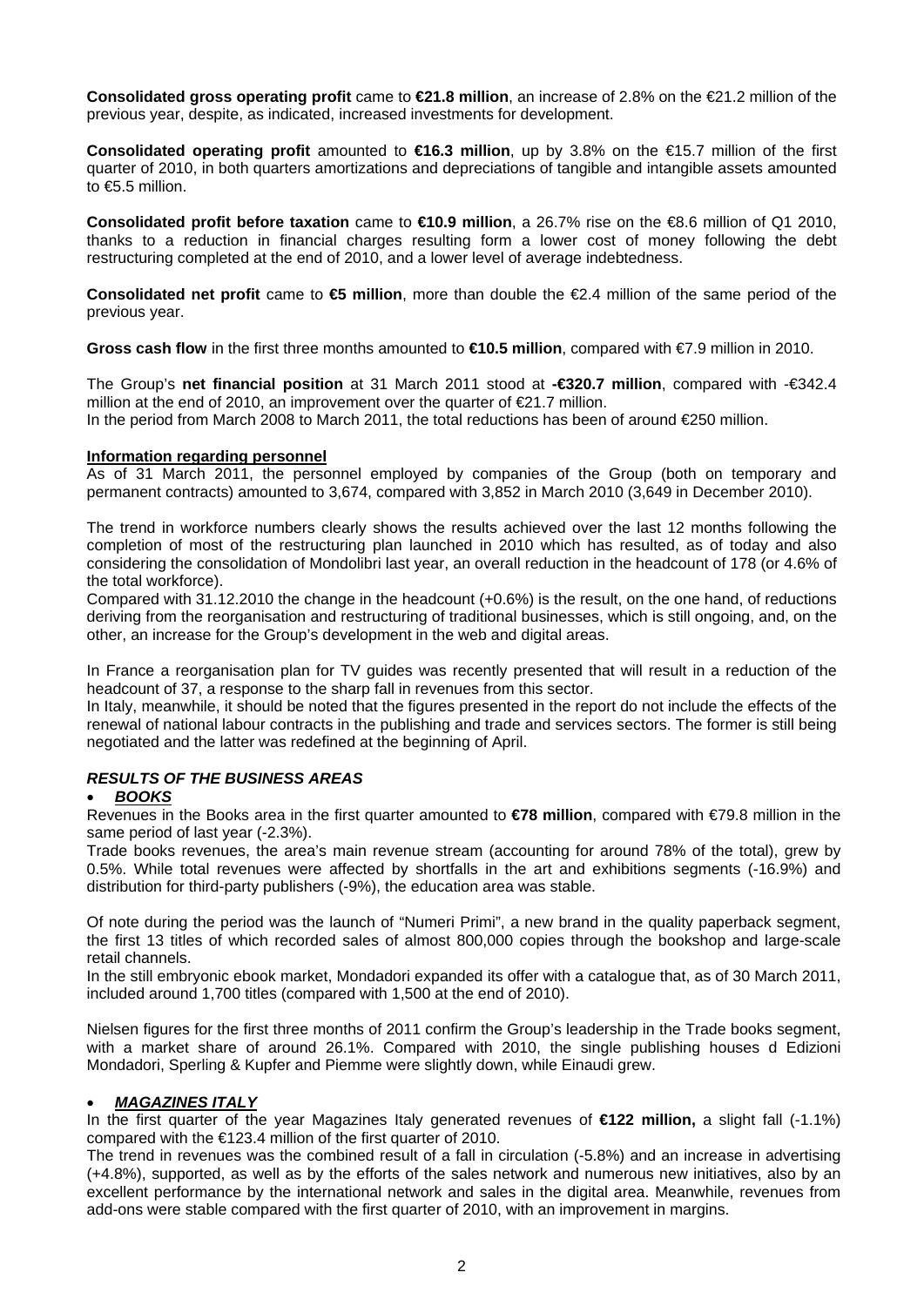**Consolidated gross operating profit** came to **€21.8 million**, an increase of 2.8% on the €21.2 million of the previous year, despite, as indicated, increased investments for development.

**Consolidated operating profit** amounted to **€16.3 million**, up by 3.8% on the €15.7 million of the first quarter of 2010, in both quarters amortizations and depreciations of tangible and intangible assets amounted to €5.5 million.

**Consolidated profit before taxation** came to **€10.9 million**, a 26.7% rise on the €8.6 million of Q1 2010, thanks to a reduction in financial charges resulting form a lower cost of money following the debt restructuring completed at the end of 2010, and a lower level of average indebtedness.

**Consolidated net profit** came to **€5 million**, more than double the €2.4 million of the same period of the previous year.

**Gross cash flow** in the first three months amounted to **€10.5 million**, compared with €7.9 million in 2010.

The Group's **net financial position** at 31 March 2011 stood at **-€320.7 million**, compared with -€342.4 million at the end of 2010, an improvement over the quarter of €21.7 million.
In the period from March 2008 to March 2011, the total reductions has been of around €250 million.

**Information regarding personnel**

As of 31 March 2011, the personnel employed by companies of the Group (both on temporary and permanent contracts) amounted to 3,674, compared with 3,852 in March 2010 (3,649 in December 2010).

The trend in workforce numbers clearly shows the results achieved over the last 12 months following the completion of most of the restructuring plan launched in 2010 which has resulted, as of today and also considering the consolidation of Mondolibri last year, an overall reduction in the headcount of 178 (or 4.6% of the total workforce).
Compared with 31.12.2010 the change in the headcount (+0.6%) is the result, on the one hand, of reductions deriving from the reorganisation and restructuring of traditional businesses, which is still ongoing, and, on the other, an increase for the Group's development in the web and digital areas.

In France a reorganisation plan for TV guides was recently presented that will result in a reduction of the headcount of 37, a response to the sharp fall in revenues from this sector.
In Italy, meanwhile, it should be noted that the figures presented in the report do not include the effects of the renewal of national labour contracts in the publishing and trade and services sectors. The former is still being negotiated and the latter was redefined at the beginning of April.

***RESULTS OF THE BUSINESS AREAS***

- ***BOOKS***

Revenues in the Books area in the first quarter amounted to **€78 million**, compared with €79.8 million in the same period of last year (-2.3%).
Trade books revenues, the area's main revenue stream (accounting for around 78% of the total), grew by 0.5%. While total revenues were affected by shortfalls in the art and exhibitions segments (-16.9%) and distribution for third-party publishers (-9%), the education area was stable.

Of note during the period was the launch of "Numeri Primi", a new brand in the quality paperback segment, the first 13 titles of which recorded sales of almost 800,000 copies through the bookshop and large-scale retail channels.
In the still embryonic ebook market, Mondadori expanded its offer with a catalogue that, as of 30 March 2011, included around 1,700 titles (compared with 1,500 at the end of 2010).

Nielsen figures for the first three months of 2011 confirm the Group's leadership in the Trade books segment, with a market share of around 26.1%. Compared with 2010, the single publishing houses d Edizioni Mondadori, Sperling & Kupfer and Piemme were slightly down, while Einaudi grew.

- ***MAGAZINES ITALY***

In the first quarter of the year Magazines Italy generated revenues of **€122 million,** a slight fall (-1.1%) compared with the €123.4 million of the first quarter of 2010.
The trend in revenues was the combined result of a fall in circulation (-5.8%) and an increase in advertising (+4.8%), supported, as well as by the efforts of the sales network and numerous new initiatives, also by an excellent performance by the international network and sales in the digital area. Meanwhile, revenues from add-ons were stable compared with the first quarter of 2010, with an improvement in margins.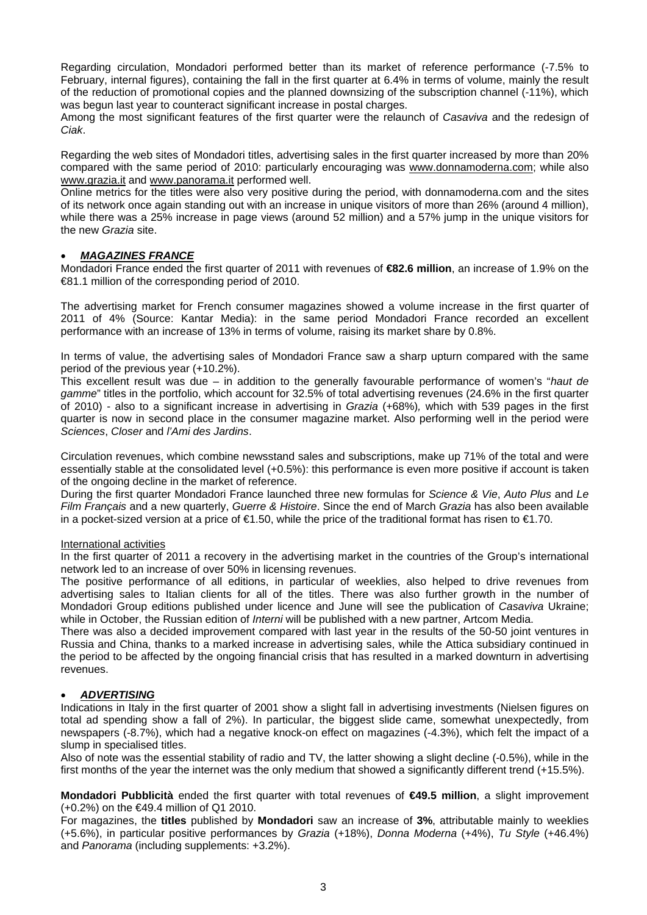Regarding circulation, Mondadori performed better than its market of reference performance (-7.5% to February, internal figures), containing the fall in the first quarter at 6.4% in terms of volume, mainly the result of the reduction of promotional copies and the planned downsizing of the subscription channel (-11%), which was begun last year to counteract significant increase in postal charges.
Among the most significant features of the first quarter were the relaunch of *Casaviva* and the redesign of *Ciak*.

Regarding the web sites of Mondadori titles, advertising sales in the first quarter increased by more than 20% compared with the same period of 2010: particularly encouraging was www.donnamoderna.com; while also www.grazia.it and www.panorama.it performed well.
Online metrics for the titles were also very positive during the period, with donnamoderna.com and the sites of its network once again standing out with an increase in unique visitors of more than 26% (around 4 million), while there was a 25% increase in page views (around 52 million) and a 57% jump in the unique visitors for the new *Grazia* site.

- ***MAGAZINES FRANCE***

Mondadori France ended the first quarter of 2011 with revenues of **€82.6 million**, an increase of 1.9% on the €81.1 million of the corresponding period of 2010.

The advertising market for French consumer magazines showed a volume increase in the first quarter of 2011 of 4% (Source: Kantar Media): in the same period Mondadori France recorded an excellent performance with an increase of 13% in terms of volume, raising its market share by 0.8%.

In terms of value, the advertising sales of Mondadori France saw a sharp upturn compared with the same period of the previous year (+10.2%).
This excellent result was due – in addition to the generally favourable performance of women's "*haut de gamme*" titles in the portfolio, which account for 32.5% of total advertising revenues (24.6% in the first quarter of 2010) - also to a significant increase in advertising in *Grazia* (+68%)*,* which with 539 pages in the first quarter is now in second place in the consumer magazine market. Also performing well in the period were *Sciences*, *Closer* and *l'Ami des Jardins*.

Circulation revenues, which combine newsstand sales and subscriptions, make up 71% of the total and were essentially stable at the consolidated level (+0.5%): this performance is even more positive if account is taken of the ongoing decline in the market of reference.
During the first quarter Mondadori France launched three new formulas for *Science & Vie*, *Auto Plus* and *Le Film Français* and a new quarterly, *Guerre & Histoire*. Since the end of March *Grazia* has also been available in a pocket-sized version at a price of €1.50, while the price of the traditional format has risen to €1.70.

International activities

In the first quarter of 2011 a recovery in the advertising market in the countries of the Group's international network led to an increase of over 50% in licensing revenues.
The positive performance of all editions, in particular of weeklies, also helped to drive revenues from advertising sales to Italian clients for all of the titles. There was also further growth in the number of Mondadori Group editions published under licence and June will see the publication of *Casaviva* Ukraine; while in October, the Russian edition of *Interni* will be published with a new partner, Artcom Media.
There was also a decided improvement compared with last year in the results of the 50-50 joint ventures in Russia and China, thanks to a marked increase in advertising sales, while the Attica subsidiary continued in the period to be affected by the ongoing financial crisis that has resulted in a marked downturn in advertising revenues.

- ***ADVERTISING***

Indications in Italy in the first quarter of 2001 show a slight fall in advertising investments (Nielsen figures on total ad spending show a fall of 2%). In particular, the biggest slide came, somewhat unexpectedly, from newspapers (-8.7%), which had a negative knock-on effect on magazines (-4.3%), which felt the impact of a slump in specialised titles.
Also of note was the essential stability of radio and TV, the latter showing a slight decline (-0.5%), while in the first months of the year the internet was the only medium that showed a significantly different trend (+15.5%).

**Mondadori Pubblicità** ended the first quarter with total revenues of **€49.5 million**, a slight improvement (+0.2%) on the €49.4 million of Q1 2010.
For magazines, the **titles** published by **Mondadori** saw an increase of **3%**, attributable mainly to weeklies (+5.6%), in particular positive performances by *Grazia* (+18%), *Donna Moderna* (+4%), *Tu Style* (+46.4%) and *Panorama* (including supplements: +3.2%).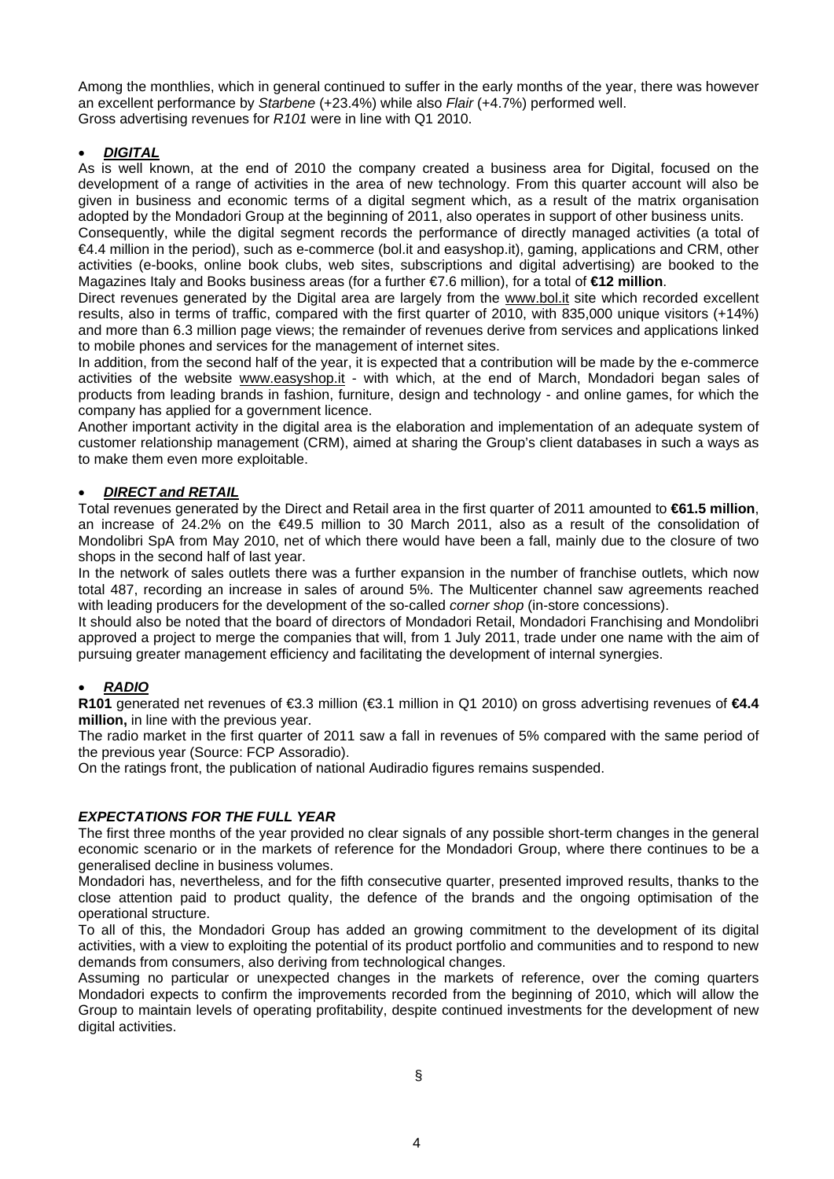Among the monthlies, which in general continued to suffer in the early months of the year, there was however an excellent performance by *Starbene* (+23.4%) while also *Flair* (+4.7%) performed well.
Gross advertising revenues for *R101* were in line with Q1 2010.

- ***DIGITAL***

As is well known, at the end of 2010 the company created a business area for Digital, focused on the development of a range of activities in the area of new technology. From this quarter account will also be given in business and economic terms of a digital segment which, as a result of the matrix organisation adopted by the Mondadori Group at the beginning of 2011, also operates in support of other business units.
Consequently, while the digital segment records the performance of directly managed activities (a total of €4.4 million in the period), such as e-commerce (bol.it and easyshop.it), gaming, applications and CRM, other activities (e-books, online book clubs, web sites, subscriptions and digital advertising) are booked to the Magazines Italy and Books business areas (for a further €7.6 million), for a total of **€12 million**.
Direct revenues generated by the Digital area are largely from the www.bol.it site which recorded excellent results, also in terms of traffic, compared with the first quarter of 2010, with 835,000 unique visitors (+14%) and more than 6.3 million page views; the remainder of revenues derive from services and applications linked to mobile phones and services for the management of internet sites.
In addition, from the second half of the year, it is expected that a contribution will be made by the e-commerce activities of the website www.easyshop.it - with which, at the end of March, Mondadori began sales of products from leading brands in fashion, furniture, design and technology - and online games, for which the company has applied for a government licence.
Another important activity in the digital area is the elaboration and implementation of an adequate system of customer relationship management (CRM), aimed at sharing the Group's client databases in such a ways as to make them even more exploitable.

- ***DIRECT and RETAIL***

Total revenues generated by the Direct and Retail area in the first quarter of 2011 amounted to **€61.5 million**, an increase of 24.2% on the €49.5 million to 30 March 2011, also as a result of the consolidation of Mondolibri SpA from May 2010, net of which there would have been a fall, mainly due to the closure of two shops in the second half of last year.
In the network of sales outlets there was a further expansion in the number of franchise outlets, which now total 487, recording an increase in sales of around 5%. The Multicenter channel saw agreements reached with leading producers for the development of the so-called *corner shop* (in-store concessions).
It should also be noted that the board of directors of Mondadori Retail, Mondadori Franchising and Mondolibri approved a project to merge the companies that will, from 1 July 2011, trade under one name with the aim of pursuing greater management efficiency and facilitating the development of internal synergies.

- ***RADIO***

**R101** generated net revenues of €3.3 million (€3.1 million in Q1 2010) on gross advertising revenues of **€4.4 million,** in line with the previous year.
The radio market in the first quarter of 2011 saw a fall in revenues of 5% compared with the same period of the previous year (Source: FCP Assoradio).
On the ratings front, the publication of national Audiradio figures remains suspended.

***EXPECTATIONS FOR THE FULL YEAR***

The first three months of the year provided no clear signals of any possible short-term changes in the general economic scenario or in the markets of reference for the Mondadori Group, where there continues to be a generalised decline in business volumes.
Mondadori has, nevertheless, and for the fifth consecutive quarter, presented improved results, thanks to the close attention paid to product quality, the defence of the brands and the ongoing optimisation of the operational structure.
To all of this, the Mondadori Group has added an growing commitment to the development of its digital activities, with a view to exploiting the potential of its product portfolio and communities and to respond to new demands from consumers, also deriving from technological changes.
Assuming no particular or unexpected changes in the markets of reference, over the coming quarters Mondadori expects to confirm the improvements recorded from the beginning of 2010, which will allow the Group to maintain levels of operating profitability, despite continued investments for the development of new digital activities.

§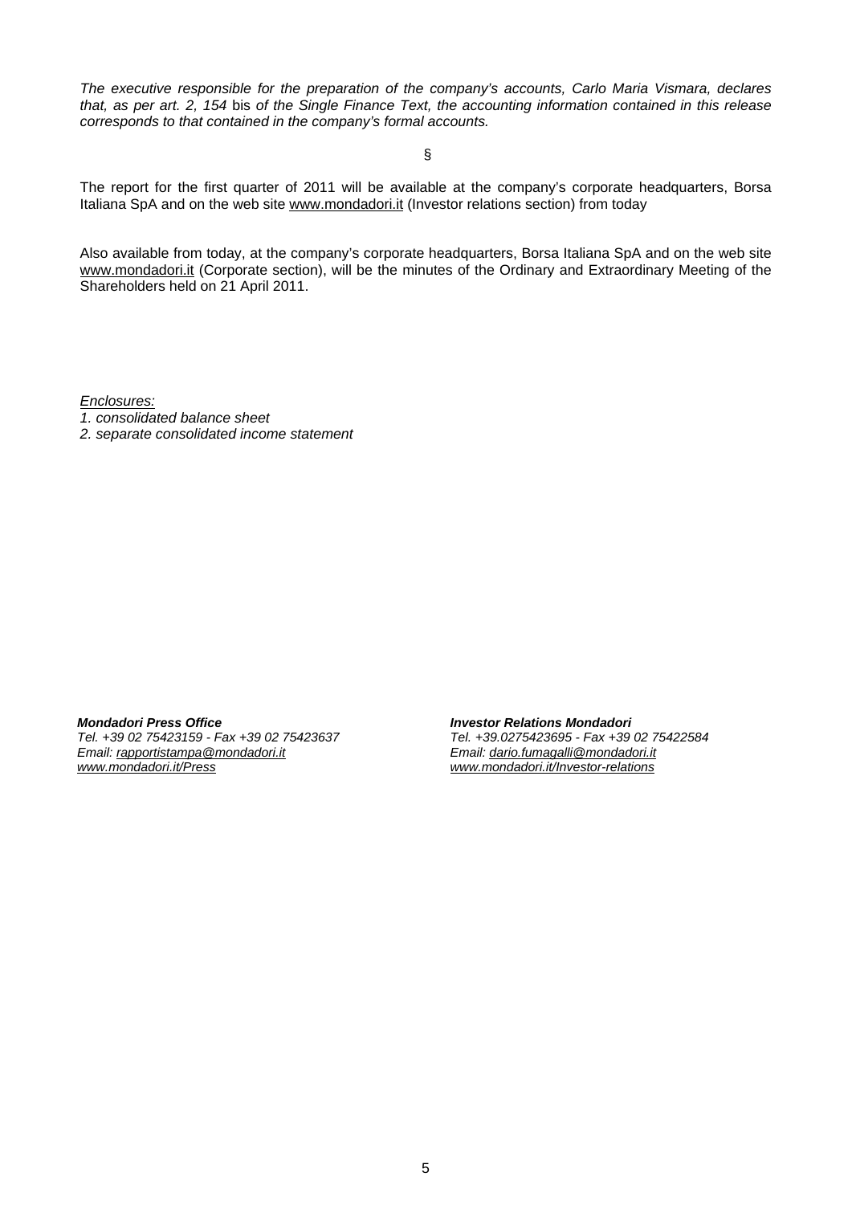*The executive responsible for the preparation of the company's accounts, Carlo Maria Vismara, declares that, as per art. 2, 154* bis *of the Single Finance Text, the accounting information contained in this release corresponds to that contained in the company's formal accounts.*

§

The report for the first quarter of 2011 will be available at the company's corporate headquarters, Borsa Italiana SpA and on the web site www.mondadori.it (Investor relations section) from today

Also available from today, at the company's corporate headquarters, Borsa Italiana SpA and on the web site www.mondadori.it (Corporate section), will be the minutes of the Ordinary and Extraordinary Meeting of the Shareholders held on 21 April 2011.

*Enclosures:*
*1. consolidated balance sheet*
*2. separate consolidated income statement*

***Mondadori Press Office***
*Tel. +39 02 75423159 - Fax +39 02 75423637*
*Email: rapportistampa@mondadori.it*
*www.mondadori.it/Press*

***Investor Relations Mondadori***
*Tel. +39.0275423695 - Fax +39 02 75422584*
*Email: dario.fumagalli@mondadori.it*
*www.mondadori.it/Investor-relations*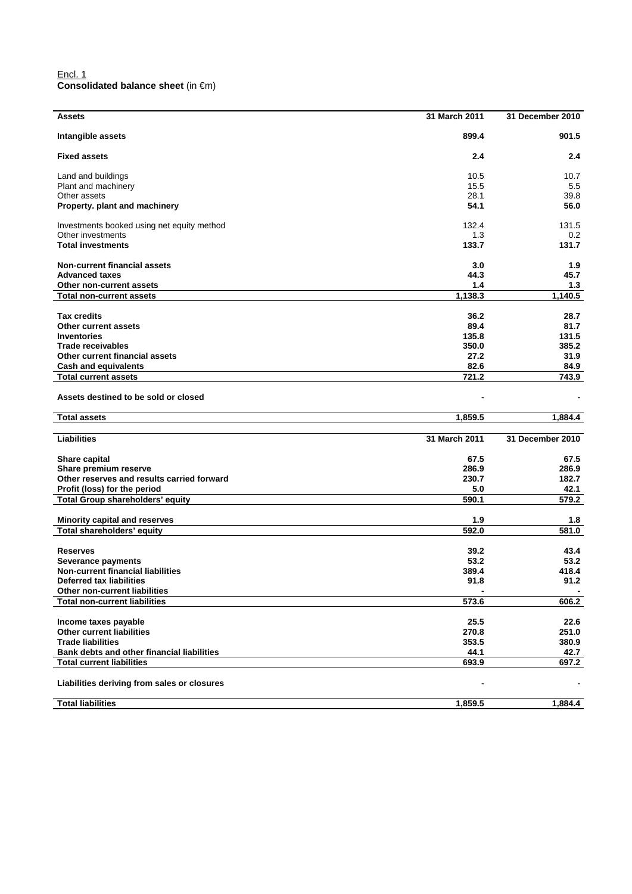Encl. 1

**Consolidated balance sheet** (in €m)

| **Assets** | **31 March 2011** | **31 December 2010** |
|---|---|---|
| **Intangible assets** | **899.4** | **901.5** |
| **Fixed assets** | **2.4** | **2.4** |
| Land and buildings | 10.5 | 10.7 |
| Plant and machinery | 15.5 | 5.5 |
| Other assets | 28.1 | 39.8 |
| **Property. plant and machinery** | **54.1** | **56.0** |
| Investments booked using net equity method | 132.4 | 131.5 |
| Other investments | 1.3 | 0.2 |
| **Total investments** | **133.7** | **131.7** |
| **Non-current financial assets** | **3.0** | **1.9** |
| **Advanced taxes** | **44.3** | **45.7** |
| **Other non-current assets** | **1.4** | **1.3** |
| **Total non-current assets** | **1,138.3** | **1,140.5** |
| **Tax credits** | **36.2** | **28.7** |
| **Other current assets** | **89.4** | **81.7** |
| **Inventories** | **135.8** | **131.5** |
| **Trade receivables** | **350.0** | **385.2** |
| **Other current financial assets** | **27.2** | **31.9** |
| **Cash and equivalents** | **82.6** | **84.9** |
| **Total current assets** | **721.2** | **743.9** |
| **Assets destined to be sold or closed** | **-** | **-** |
| **Total assets** | **1,859.5** | **1,884.4** |

| **Liabilities** | **31 March 2011** | **31 December 2010** |
|---|---|---|
| **Share capital** | **67.5** | **67.5** |
| **Share premium reserve** | **286.9** | **286.9** |
| **Other reserves and results carried forward** | **230.7** | **182.7** |
| **Profit (loss) for the period** | **5.0** | **42.1** |
| **Total Group shareholders' equity** | **590.1** | **579.2** |
| **Minority capital and reserves** | **1.9** | **1.8** |
| **Total shareholders' equity** | **592.0** | **581.0** |
| **Reserves** | **39.2** | **43.4** |
| **Severance payments** | **53.2** | **53.2** |
| **Non-current financial liabilities** | **389.4** | **418.4** |
| **Deferred tax liabilities** | **91.8** | **91.2** |
| **Other non-current liabilities** | **-** | **-** |
| **Total non-current liabilities** | **573.6** | **606.2** |
| **Income taxes payable** | **25.5** | **22.6** |
| **Other current liabilities** | **270.8** | **251.0** |
| **Trade liabilities** | **353.5** | **380.9** |
| **Bank debts and other financial liabilities** | **44.1** | **42.7** |
| **Total current liabilities** | **693.9** | **697.2** |
| **Liabilities deriving from sales or closures** | **-** | **-** |
| **Total liabilities** | **1,859.5** | **1,884.4** |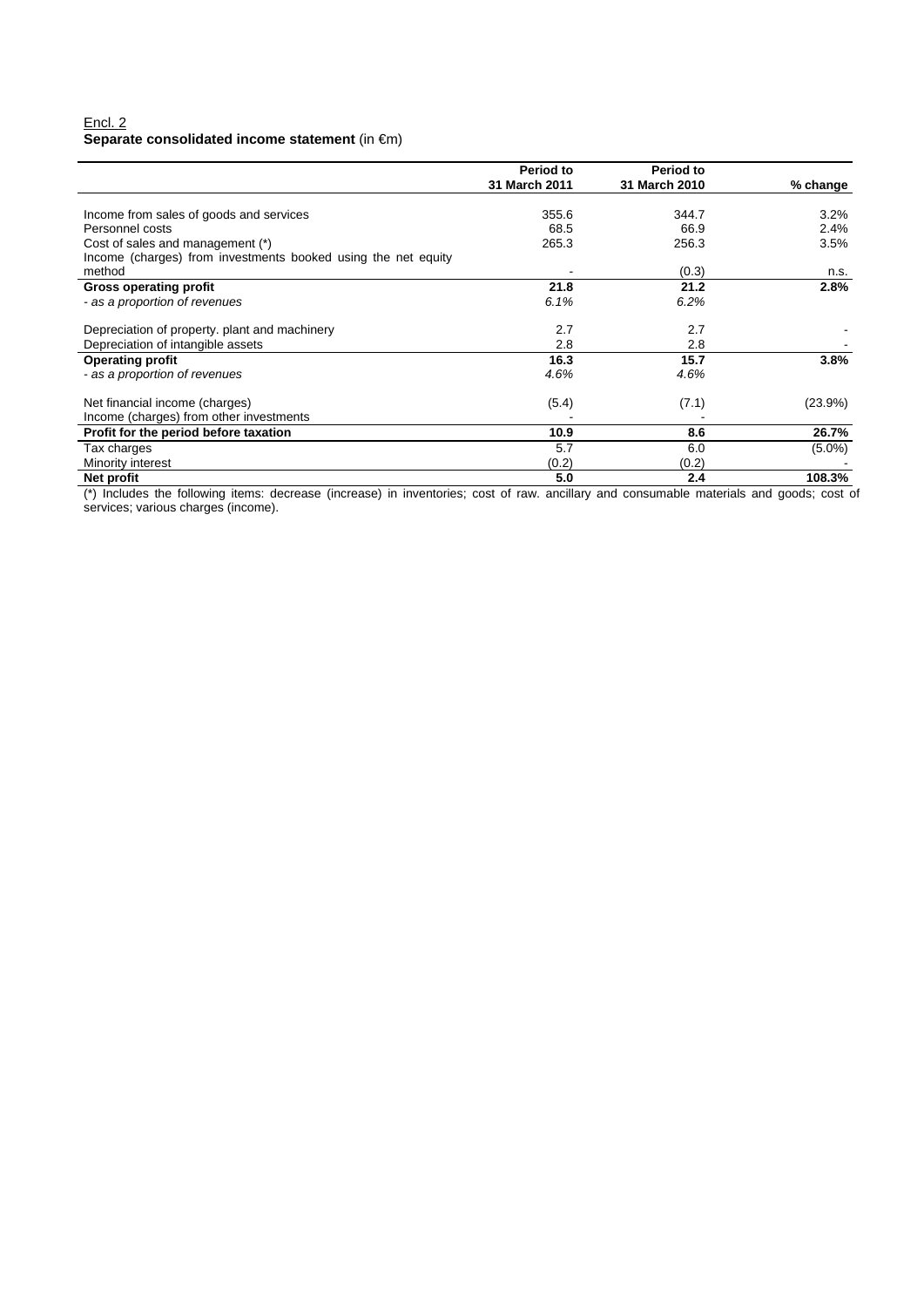Encl. 2

**Separate consolidated income statement** (in €m)

| | Period to 31 March 2011 | Period to 31 March 2010 | % change |
|---|---|---|---|
| Income from sales of goods and services | 355.6 | 344.7 | 3.2% |
| Personnel costs | 68.5 | 66.9 | 2.4% |
| Cost of sales and management (*) | 265.3 | 256.3 | 3.5% |
| Income (charges) from investments booked using the net equity method | - | (0.3) | n.s. |
| **Gross operating profit** | **21.8** | **21.2** | **2.8%** |
| *- as a proportion of revenues* | *6.1%* | *6.2%* | |
| Depreciation of property. plant and machinery | 2.7 | 2.7 | - |
| Depreciation of intangible assets | 2.8 | 2.8 | - |
| **Operating profit** | **16.3** | **15.7** | **3.8%** |
| *- as a proportion of revenues* | *4.6%* | *4.6%* | |
| Net financial income (charges) | (5.4) | (7.1) | (23.9%) |
| Income (charges) from other investments | - | - | |
| **Profit for the period before taxation** | **10.9** | **8.6** | **26.7%** |
| Tax charges | 5.7 | 6.0 | (5.0%) |
| Minority interest | (0.2) | (0.2) | - |
| **Net profit** | **5.0** | **2.4** | **108.3%** |

(*) Includes the following items: decrease (increase) in inventories; cost of raw. ancillary and consumable materials and goods; cost of services; various charges (income).